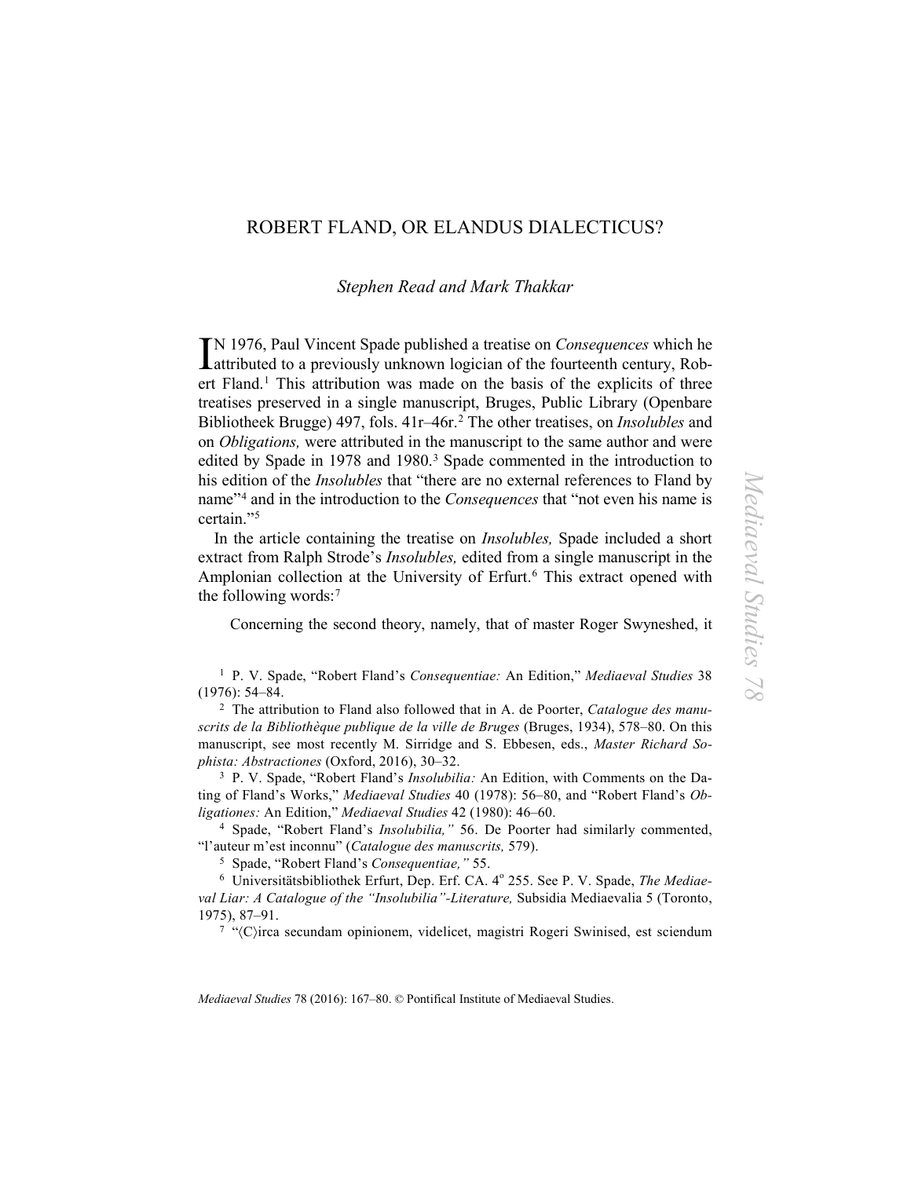# ROBERT FLAND, OR ELANDUS DIALECTICUS?

*Stephen Read and Mark Thakkar*

IN 1976, Paul Vincent Spade published a treatise on *Consequences* which he attributed to a previously unknown logician of the fourteenth century, Robert Fland.[1] This attribution was made on the basis of the explicits of three treatises preserved in a single manuscript, Bruges, Public Library (Openbare Bibliotheek Brugge) 497, fols. 41r–46r.[2] The other treatises, on *Insolubles* and on *Obligations,* were attributed in the manuscript to the same author and were edited by Spade in 1978 and 1980.[3] Spade commented in the introduction to his edition of the *Insolubles* that "there are no external references to Fland by name"[4] and in the introduction to the *Consequences* that "not even his name is certain."[5]

In the article containing the treatise on *Insolubles,* Spade included a short extract from Ralph Strode's *Insolubles,* edited from a single manuscript in the Amplonian collection at the University of Erfurt.[6] This extract opened with the following words:[7]

> Concerning the second theory, namely, that of master Roger Swyneshed, it

---

[1] P. V. Spade, "Robert Fland's *Consequentiae:* An Edition," *Mediaeval Studies* 38 (1976): 54–84.

[2] The attribution to Fland also followed that in A. de Poorter, *Catalogue des manuscrits de la Bibliothèque publique de la ville de Bruges* (Bruges, 1934), 578–80. On this manuscript, see most recently M. Sirridge and S. Ebbesen, eds., *Master Richard Sophista: Abstractiones* (Oxford, 2016), 30–32.

[3] P. V. Spade, "Robert Fland's *Insolubilia:* An Edition, with Comments on the Dating of Fland's Works," *Mediaeval Studies* 40 (1978): 56–80, and "Robert Fland's *Obligationes:* An Edition," *Mediaeval Studies* 42 (1980): 46–60.

[4] Spade, "Robert Fland's *Insolubilia,*" 56. De Poorter had similarly commented, "l'auteur m'est inconnu" (*Catalogue des manuscrits,* 579).

[5] Spade, "Robert Fland's *Consequentiae,*" 55.

[6] Universitätsbibliothek Erfurt, Dep. Erf. CA. 4° 255. See P. V. Spade, *The Mediaeval Liar: A Catalogue of the "Insolubilia"-Literature,* Subsidia Mediaevalia 5 (Toronto, 1975), 87–91.

[7] "⟨C⟩irca secundam opinionem, videlicet, magistri Rogeri Swinised, est sciendum

*Mediaeval Studies* 78 (2016): 167–80. © Pontifical Institute of Mediaeval Studies.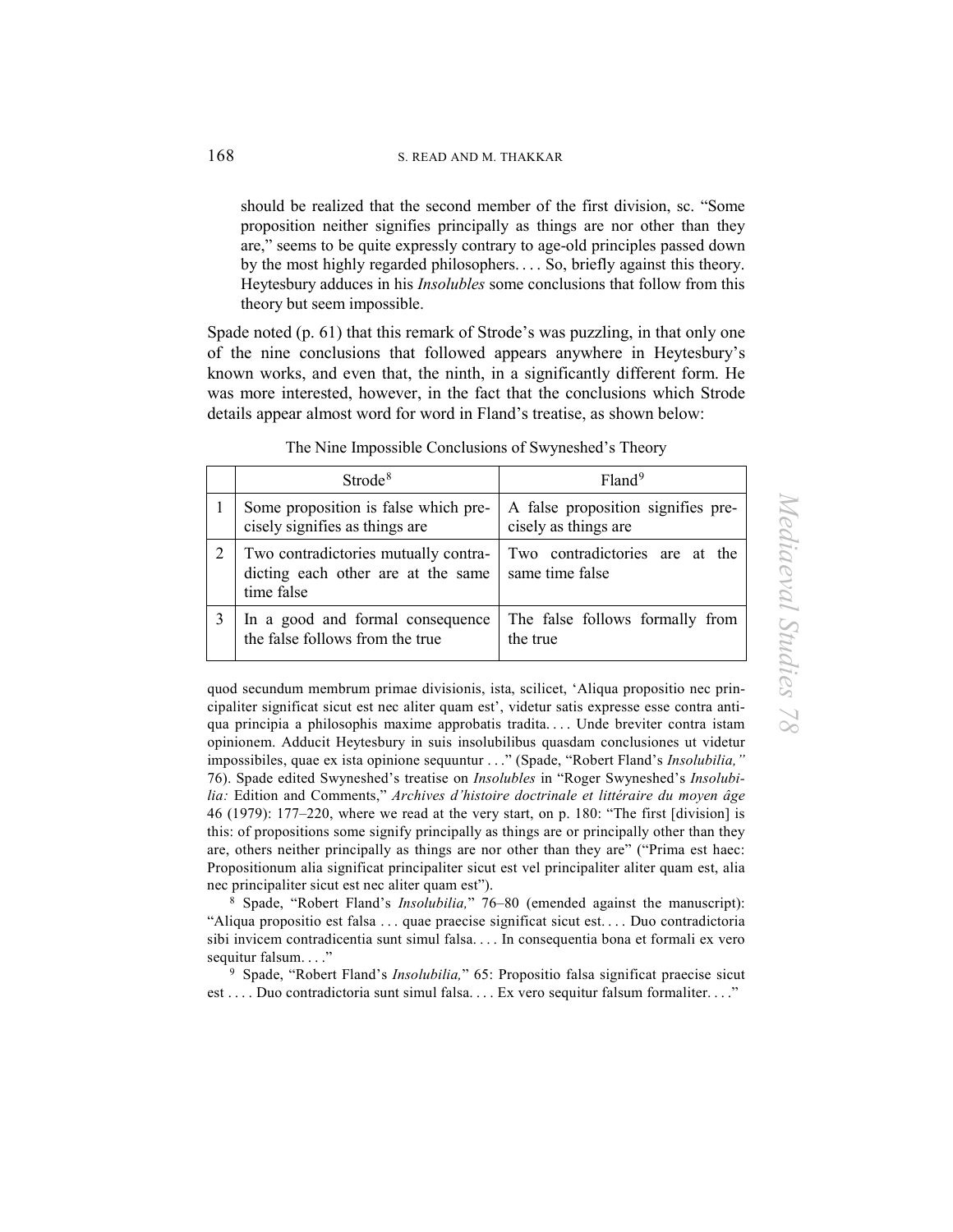should be realized that the second member of the first division, sc. "Some proposition neither signifies principally as things are nor other than they are," seems to be quite expressly contrary to age-old principles passed down by the most highly regarded philosophers. . . . So, briefly against this theory. Heytesbury adduces in his *Insolubles* some conclusions that follow from this theory but seem impossible.

Spade noted (p. 61) that this remark of Strode's was puzzling, in that only one of the nine conclusions that followed appears anywhere in Heytesbury's known works, and even that, the ninth, in a significantly different form. He was more interested, however, in the fact that the conclusions which Strode details appear almost word for word in Fland's treatise, as shown below:

The Nine Impossible Conclusions of Swyneshed's Theory

| | Strode[8] | Fland[9] |
|---|---|---|
| 1 | Some proposition is false which precisely signifies as things are | A false proposition signifies precisely as things are |
| 2 | Two contradictories mutually contradicting each other are at the same time false | Two contradictories are at the same time false |
| 3 | In a good and formal consequence the false follows from the true | The false follows formally from the true |

quod secundum membrum primae divisionis, ista, scilicet, 'Aliqua propositio nec principaliter significat sicut est nec aliter quam est', videtur satis expresse esse contra antiqua principia a philosophis maxime approbatis tradita. . . . Unde breviter contra istam opinionem. Adducit Heytesbury in suis insolubilibus quasdam conclusiones ut videtur impossibiles, quae ex ista opinione sequuntur . . ." (Spade, "Robert Fland's *Insolubilia,"* 76). Spade edited Swyneshed's treatise on *Insolubles* in "Roger Swyneshed's *Insolubilia:* Edition and Comments," *Archives d'histoire doctrinale et littéraire du moyen âge* 46 (1979): 177–220, where we read at the very start, on p. 180: "The first [division] is this: of propositions some signify principally as things are or principally other than they are, others neither principally as things are nor other than they are" ("Prima est haec: Propositionum alia significat principaliter sicut est vel principaliter aliter quam est, alia nec principaliter sicut est nec aliter quam est").

[8] Spade, "Robert Fland's *Insolubilia,*" 76–80 (emended against the manuscript): "Aliqua propositio est falsa . . . quae praecise significat sicut est. . . . Duo contradictoria sibi invicem contradicentia sunt simul falsa. . . . In consequentia bona et formali ex vero sequitur falsum. . . ."

[9] Spade, "Robert Fland's *Insolubilia,*" 65: Propositio falsa significat praecise sicut est . . . . Duo contradictoria sunt simul falsa. . . . Ex vero sequitur falsum formaliter. . . ."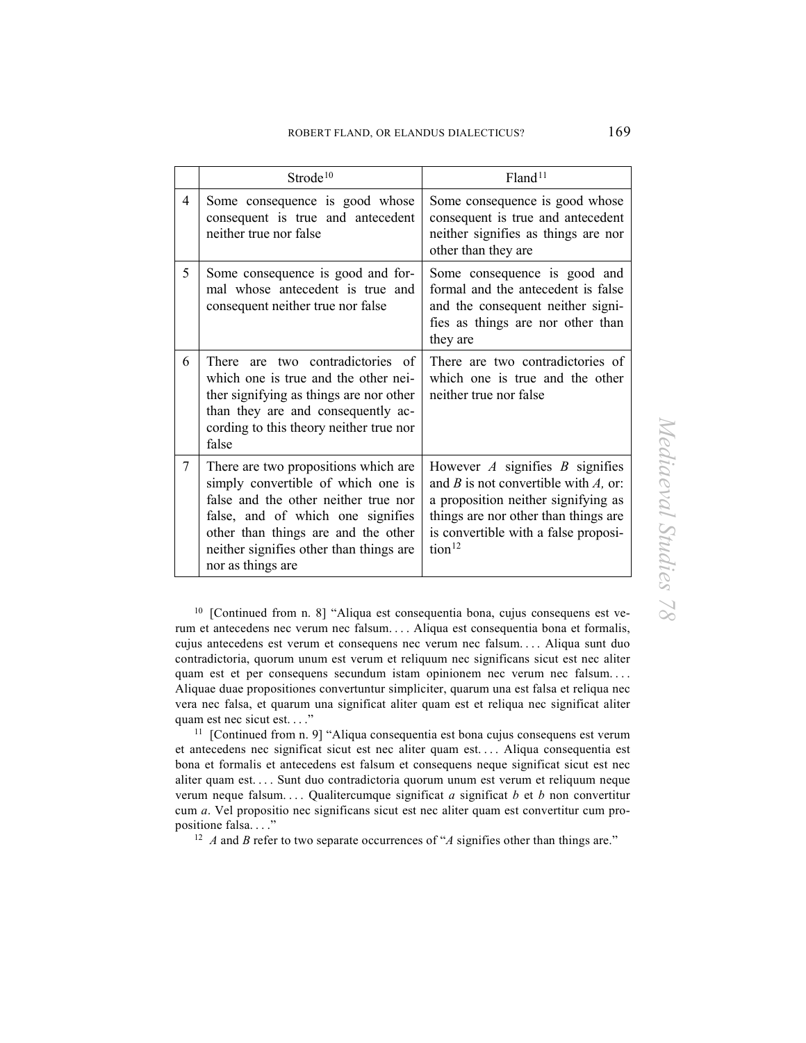| | Strode[10] | Fland[11] |
|---|---|---|
| 4 | Some consequence is good whose consequent is true and antecedent neither true nor false | Some consequence is good whose consequent is true and antecedent neither signifies as things are nor other than they are |
| 5 | Some consequence is good and formal whose antecedent is true and consequent neither true nor false | Some consequence is good and formal and the antecedent is false and the consequent neither signifies as things are nor other than they are |
| 6 | There are two contradictories of which one is true and the other neither signifying as things are nor other than they are and consequently according to this theory neither true nor false | There are two contradictories of which one is true and the other neither true nor false |
| 7 | There are two propositions which are simply convertible of which one is false and the other neither true nor false, and of which one signifies other than things are and the other neither signifies other than things are nor as things are | However *A* signifies *B* signifies and *B* is not convertible with *A*, or: a proposition neither signifying as things are nor other than things are is convertible with a false proposition[12] |

[10] [Continued from n. 8] “Aliqua est consequentia bona, cujus consequens est verum et antecedens nec verum nec falsum. . . . Aliqua est consequentia bona et formalis, cujus antecedens est verum et consequens nec verum nec falsum. . . . Aliqua sunt duo contradictoria, quorum unum est verum et reliquum nec significans sicut est nec aliter quam est et per consequens secundum istam opinionem nec verum nec falsum. . . . Aliquae duae propositiones convertuntur simpliciter, quarum una est falsa et reliqua nec vera nec falsa, et quarum una significat aliter quam est et reliqua nec significat aliter quam est nec sicut est. . . .”

[11] [Continued from n. 9] “Aliqua consequentia est bona cujus consequens est verum et antecedens nec significat sicut est nec aliter quam est. . . . Aliqua consequentia est bona et formalis et antecedens est falsum et consequens neque significat sicut est nec aliter quam est. . . . Sunt duo contradictoria quorum unum est verum et reliquum neque verum neque falsum. . . . Qualitercumque significat *a* significat *b* et *b* non convertitur cum *a*. Vel propositio nec significans sicut est nec aliter quam est convertitur cum propositione falsa. . . .”

[12] *A* and *B* refer to two separate occurrences of “*A* signifies other than things are.”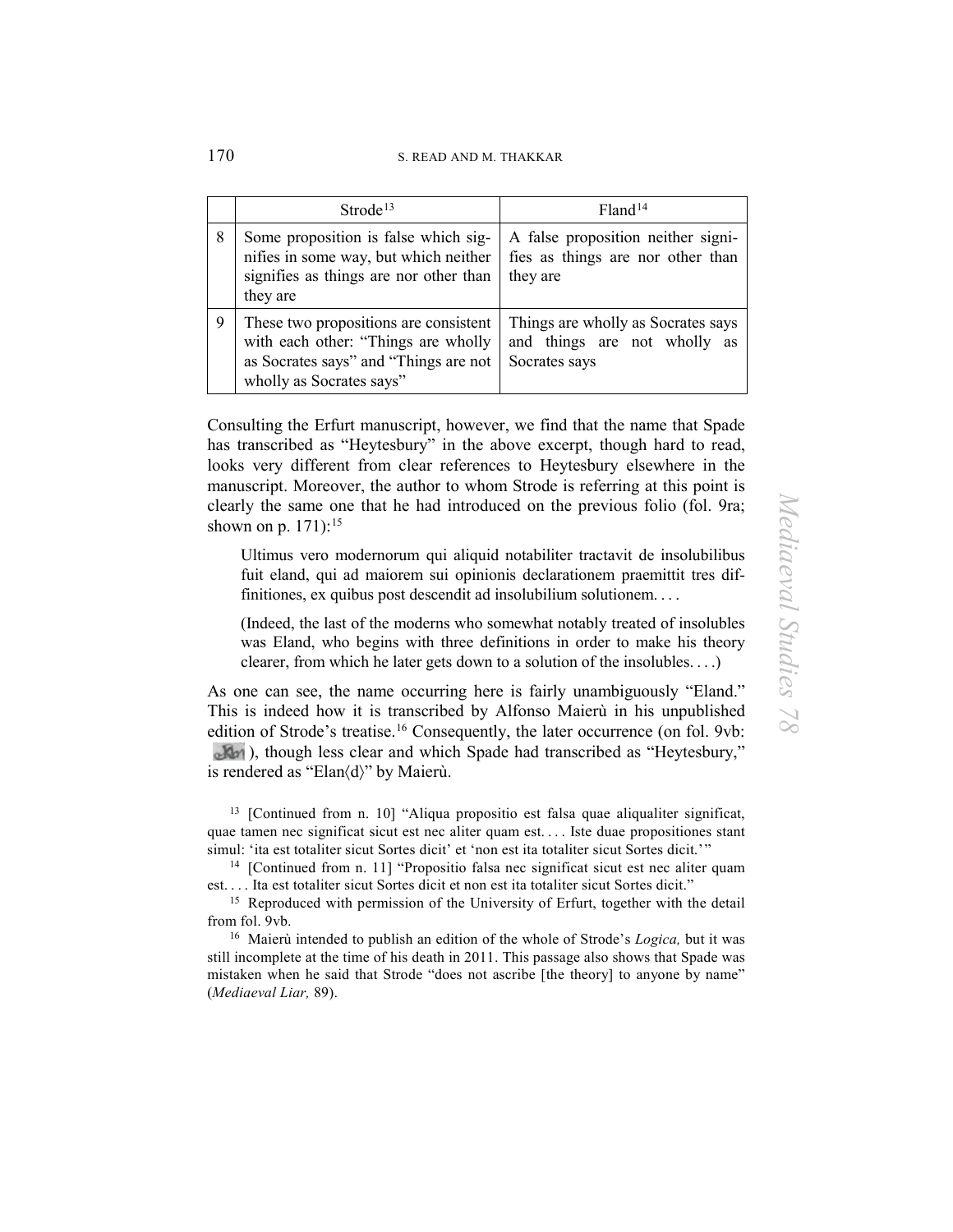| | Strode[13] | Fland[14] |
|---|---|---|
| 8 | Some proposition is false which signifies in some way, but which neither signifies as things are nor other than they are | A false proposition neither signifies as things are nor other than they are |
| 9 | These two propositions are consistent with each other: "Things are wholly as Socrates says" and "Things are not wholly as Socrates says" | Things are wholly as Socrates says and things are not wholly as Socrates says |

Consulting the Erfurt manuscript, however, we find that the name that Spade has transcribed as "Heytesbury" in the above excerpt, though hard to read, looks very different from clear references to Heytesbury elsewhere in the manuscript. Moreover, the author to whom Strode is referring at this point is clearly the same one that he had introduced on the previous folio (fol. 9ra; shown on p. 171):[15]

> Ultimus vero modernorum qui aliquid notabiliter tractavit de insolubilibus fuit eland, qui ad maiorem sui opinionis declarationem praemittit tres diffinitiones, ex quibus post descendit ad insolubilium solutionem. . . .
>
> (Indeed, the last of the moderns who somewhat notably treated of insolubles was Eland, who begins with three definitions in order to make his theory clearer, from which he later gets down to a solution of the insolubles. . . .)

As one can see, the name occurring here is fairly unambiguously "Eland." This is indeed how it is transcribed by Alfonso Maierù in his unpublished edition of Strode's treatise.[16] Consequently, the later occurrence (on fol. 9vb: ), though less clear and which Spade had transcribed as "Heytesbury," is rendered as "Elan⟨d⟩" by Maierù.

[13] [Continued from n. 10] "Aliqua propositio est falsa quae aliqualiter significat, quae tamen nec significat sicut est nec aliter quam est. . . . Iste duae propositiones stant simul: 'ita est totaliter sicut Sortes dicit' et 'non est ita totaliter sicut Sortes dicit.'"

[14] [Continued from n. 11] "Propositio falsa nec significat sicut est nec aliter quam est. . . . Ita est totaliter sicut Sortes dicit et non est ita totaliter sicut Sortes dicit."

[15] Reproduced with permission of the University of Erfurt, together with the detail from fol. 9vb.

[16] Maierù intended to publish an edition of the whole of Strode's *Logica,* but it was still incomplete at the time of his death in 2011. This passage also shows that Spade was mistaken when he said that Strode "does not ascribe [the theory] to anyone by name" (*Mediaeval Liar,* 89).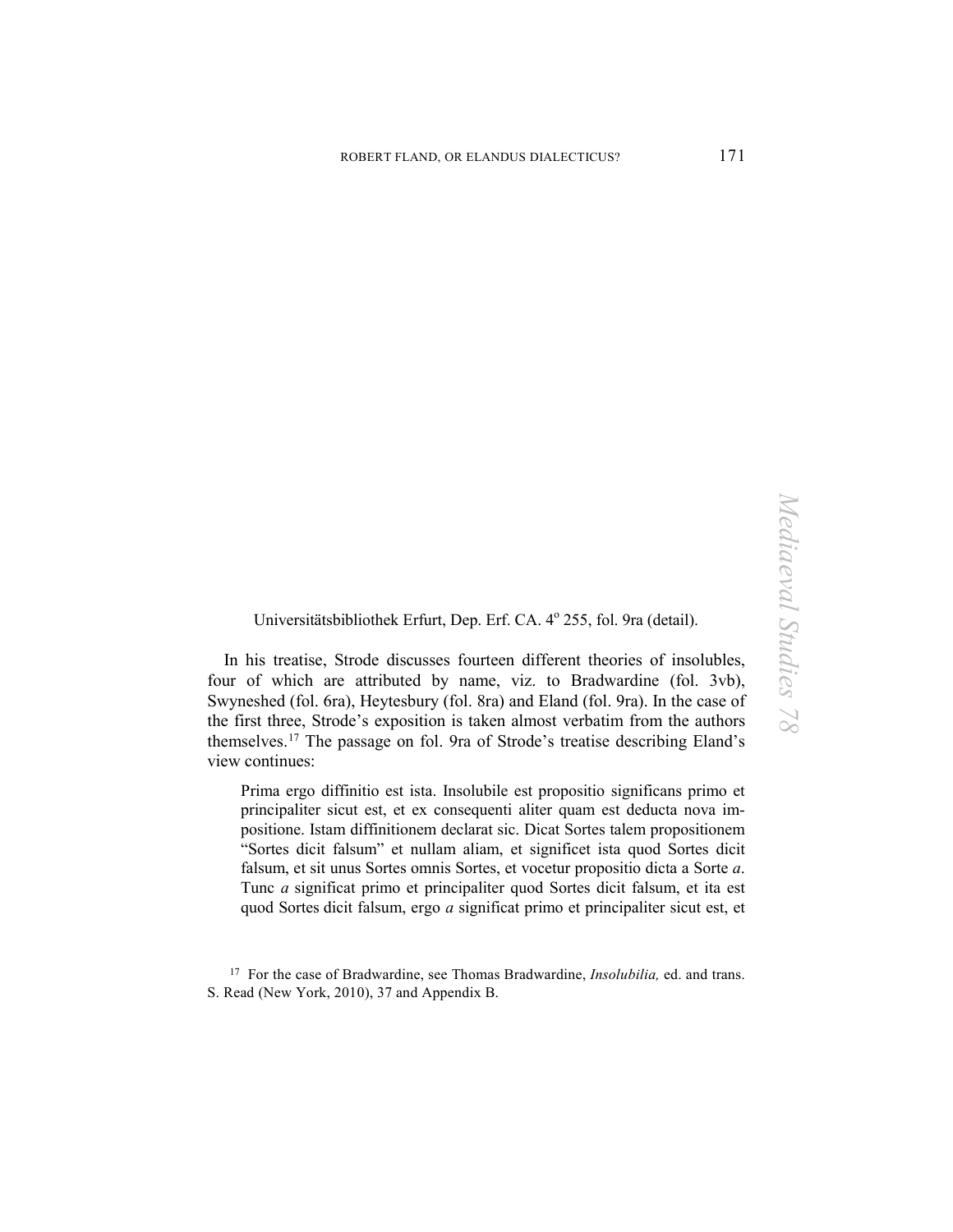Universitätsbibliothek Erfurt, Dep. Erf. CA. 4° 255, fol. 9ra (detail).

In his treatise, Strode discusses fourteen different theories of insolubles, four of which are attributed by name, viz. to Bradwardine (fol. 3vb), Swyneshed (fol. 6ra), Heytesbury (fol. 8ra) and Eland (fol. 9ra). In the case of the first three, Strode's exposition is taken almost verbatim from the authors themselves.[17] The passage on fol. 9ra of Strode's treatise describing Eland's view continues:

> Prima ergo diffinitio est ista. Insolubile est propositio significans primo et principaliter sicut est, et ex consequenti aliter quam est deducta nova impositione. Istam diffinitionem declarat sic. Dicat Sortes talem propositionem "Sortes dicit falsum" et nullam aliam, et significet ista quod Sortes dicit falsum, et sit unus Sortes omnis Sortes, et vocetur propositio dicta a Sorte *a*. Tunc *a* significat primo et principaliter quod Sortes dicit falsum, et ita est quod Sortes dicit falsum, ergo *a* significat primo et principaliter sicut est, et

[17] For the case of Bradwardine, see Thomas Bradwardine, *Insolubilia,* ed. and trans. S. Read (New York, 2010), 37 and Appendix B.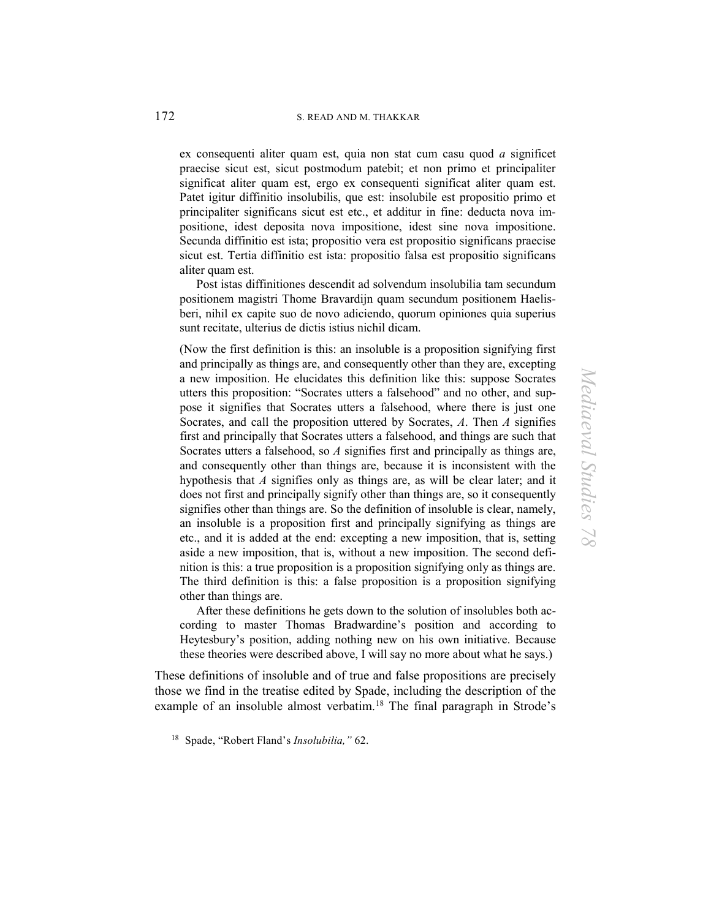ex consequenti aliter quam est, quia non stat cum casu quod *a* significet praecise sicut est, sicut postmodum patebit; et non primo et principaliter significat aliter quam est, ergo ex consequenti significat aliter quam est. Patet igitur diffinitio insolubilis, que est: insolubile est propositio primo et principaliter significans sicut est etc., et additur in fine: deducta nova impositione, idest deposita nova impositione, idest sine nova impositione. Secunda diffinitio est ista; propositio vera est propositio significans praecise sicut est. Tertia diffinitio est ista: propositio falsa est propositio significans aliter quam est.

Post istas diffinitiones descendit ad solvendum insolubilia tam secundum positionem magistri Thome Bravardijn quam secundum positionem Haelisberi, nihil ex capite suo de novo adiciendo, quorum opiniones quia superius sunt recitate, ulterius de dictis istius nichil dicam.

(Now the first definition is this: an insoluble is a proposition signifying first and principally as things are, and consequently other than they are, excepting a new imposition. He elucidates this definition like this: suppose Socrates utters this proposition: "Socrates utters a falsehood" and no other, and suppose it signifies that Socrates utters a falsehood, where there is just one Socrates, and call the proposition uttered by Socrates, *A*. Then *A* signifies first and principally that Socrates utters a falsehood, and things are such that Socrates utters a falsehood, so *A* signifies first and principally as things are, and consequently other than things are, because it is inconsistent with the hypothesis that *A* signifies only as things are, as will be clear later; and it does not first and principally signify other than things are, so it consequently signifies other than things are. So the definition of insoluble is clear, namely, an insoluble is a proposition first and principally signifying as things are etc., and it is added at the end: excepting a new imposition, that is, setting aside a new imposition, that is, without a new imposition. The second definition is this: a true proposition is a proposition signifying only as things are. The third definition is this: a false proposition is a proposition signifying other than things are.

After these definitions he gets down to the solution of insolubles both according to master Thomas Bradwardine's position and according to Heytesbury's position, adding nothing new on his own initiative. Because these theories were described above, I will say no more about what he says.)

These definitions of insoluble and of true and false propositions are precisely those we find in the treatise edited by Spade, including the description of the example of an insoluble almost verbatim.[18] The final paragraph in Strode's

[18] Spade, "Robert Fland's *Insolubilia,"* 62.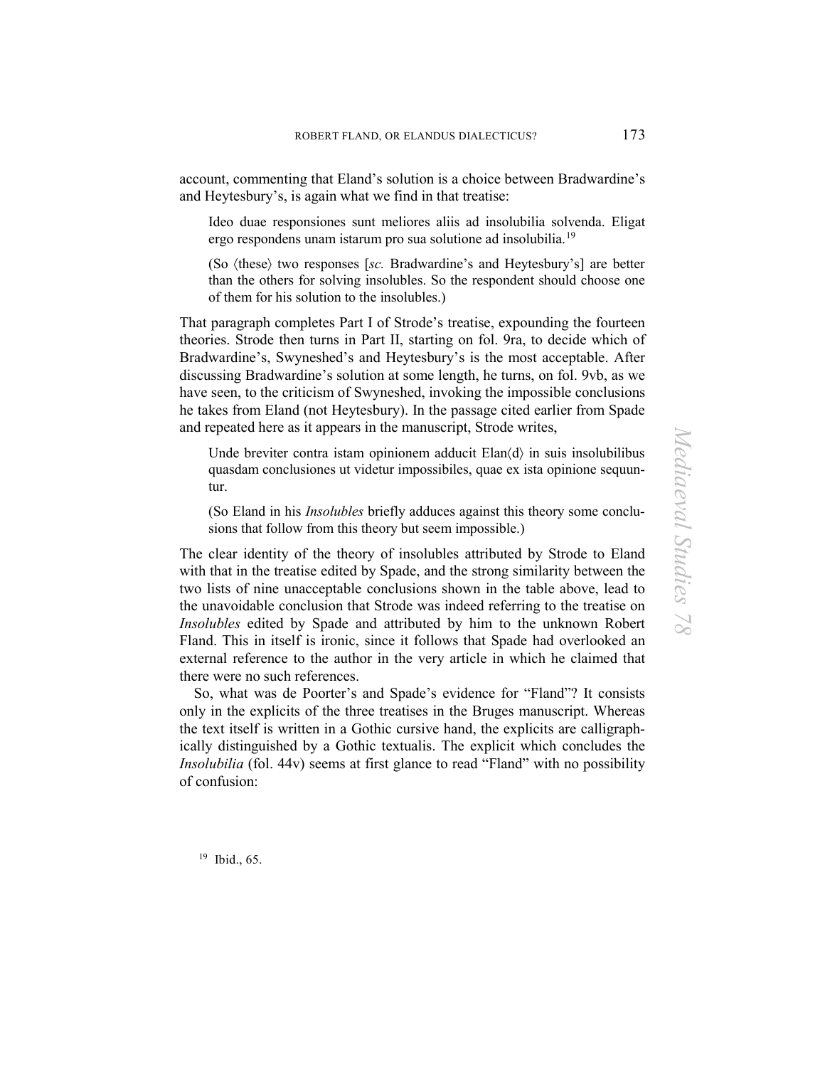account, commenting that Eland's solution is a choice between Bradwardine's and Heytesbury's, is again what we find in that treatise:

> Ideo duae responsiones sunt meliores aliis ad insolubilia solvenda. Eligat ergo respondens unam istarum pro sua solutione ad insolubilia.[19]
>
> (So ⟨these⟩ two responses [*sc.* Bradwardine's and Heytesbury's] are better than the others for solving insolubles. So the respondent should choose one of them for his solution to the insolubles.)

That paragraph completes Part I of Strode's treatise, expounding the fourteen theories. Strode then turns in Part II, starting on fol. 9ra, to decide which of Bradwardine's, Swyneshed's and Heytesbury's is the most acceptable. After discussing Bradwardine's solution at some length, he turns, on fol. 9vb, as we have seen, to the criticism of Swyneshed, invoking the impossible conclusions he takes from Eland (not Heytesbury). In the passage cited earlier from Spade and repeated here as it appears in the manuscript, Strode writes,

> Unde breviter contra istam opinionem adducit Elan⟨d⟩ in suis insolubilibus quasdam conclusiones ut videtur impossibiles, quae ex ista opinione sequuntur.
>
> (So Eland in his *Insolubles* briefly adduces against this theory some conclusions that follow from this theory but seem impossible.)

The clear identity of the theory of insolubles attributed by Strode to Eland with that in the treatise edited by Spade, and the strong similarity between the two lists of nine unacceptable conclusions shown in the table above, lead to the unavoidable conclusion that Strode was indeed referring to the treatise on *Insolubles* edited by Spade and attributed by him to the unknown Robert Fland. This in itself is ironic, since it follows that Spade had overlooked an external reference to the author in the very article in which he claimed that there were no such references.

So, what was de Poorter's and Spade's evidence for "Fland"? It consists only in the explicits of the three treatises in the Bruges manuscript. Whereas the text itself is written in a Gothic cursive hand, the explicits are calligraphically distinguished by a Gothic textualis. The explicit which concludes the *Insolubilia* (fol. 44v) seems at first glance to read "Fland" with no possibility of confusion:

[19] Ibid., 65.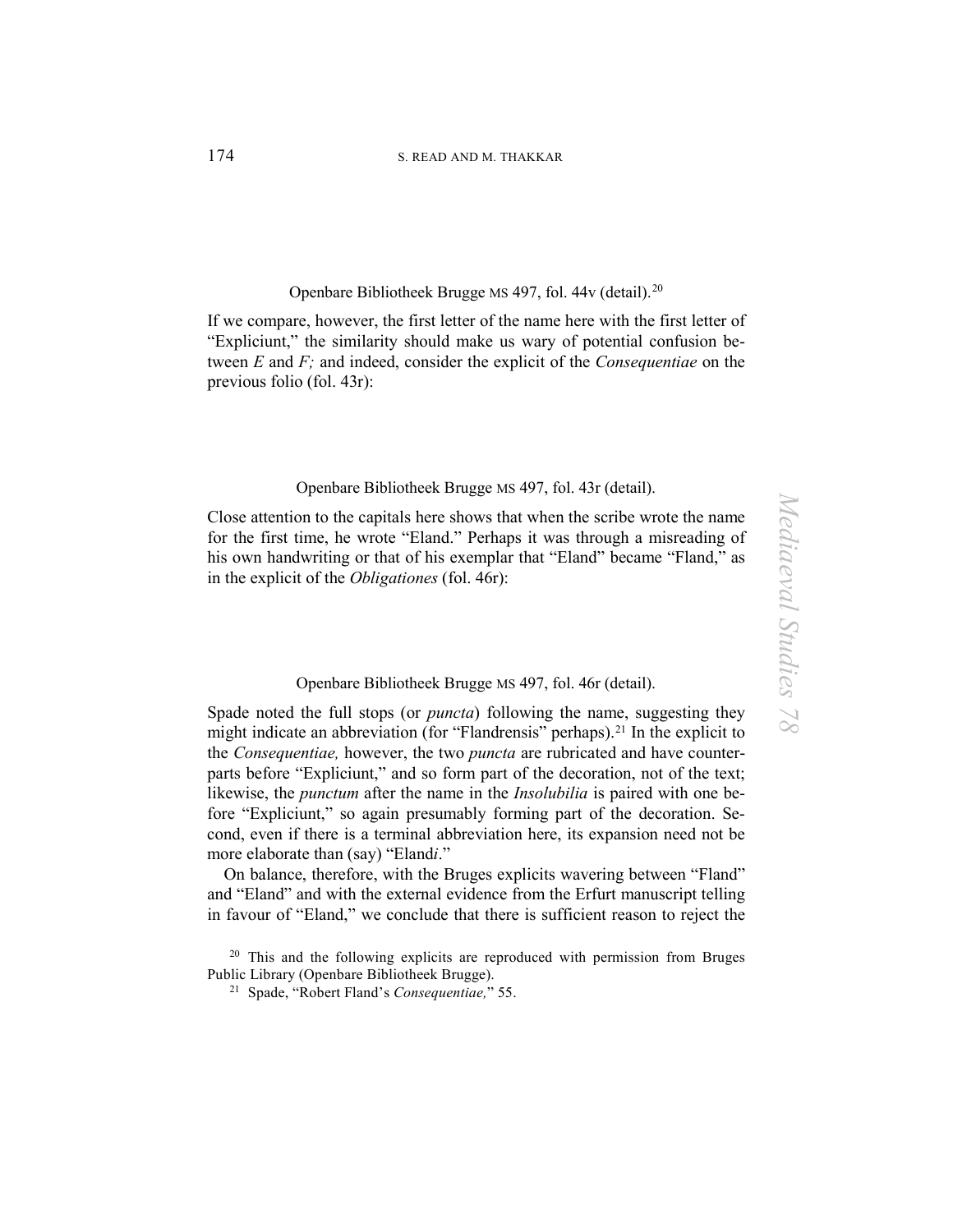Openbare Bibliotheek Brugge MS 497, fol. 44v (detail).[20]

If we compare, however, the first letter of the name here with the first letter of "Expliciunt," the similarity should make us wary of potential confusion between *E* and *F;* and indeed, consider the explicit of the *Consequentiae* on the previous folio (fol. 43r):

Openbare Bibliotheek Brugge MS 497, fol. 43r (detail).

Close attention to the capitals here shows that when the scribe wrote the name for the first time, he wrote "Eland." Perhaps it was through a misreading of his own handwriting or that of his exemplar that "Eland" became "Fland," as in the explicit of the *Obligationes* (fol. 46r):

Openbare Bibliotheek Brugge MS 497, fol. 46r (detail).

Spade noted the full stops (or *puncta*) following the name, suggesting they might indicate an abbreviation (for "Flandrensis" perhaps).[21] In the explicit to the *Consequentiae,* however, the two *puncta* are rubricated and have counterparts before "Expliciunt," and so form part of the decoration, not of the text; likewise, the *punctum* after the name in the *Insolubilia* is paired with one before "Expliciunt," so again presumably forming part of the decoration. Second, even if there is a terminal abbreviation here, its expansion need not be more elaborate than (say) "Eland*i*."

On balance, therefore, with the Bruges explicits wavering between "Fland" and "Eland" and with the external evidence from the Erfurt manuscript telling in favour of "Eland," we conclude that there is sufficient reason to reject the

[20] This and the following explicits are reproduced with permission from Bruges Public Library (Openbare Bibliotheek Brugge).

[21] Spade, "Robert Fland's *Consequentiae,*" 55.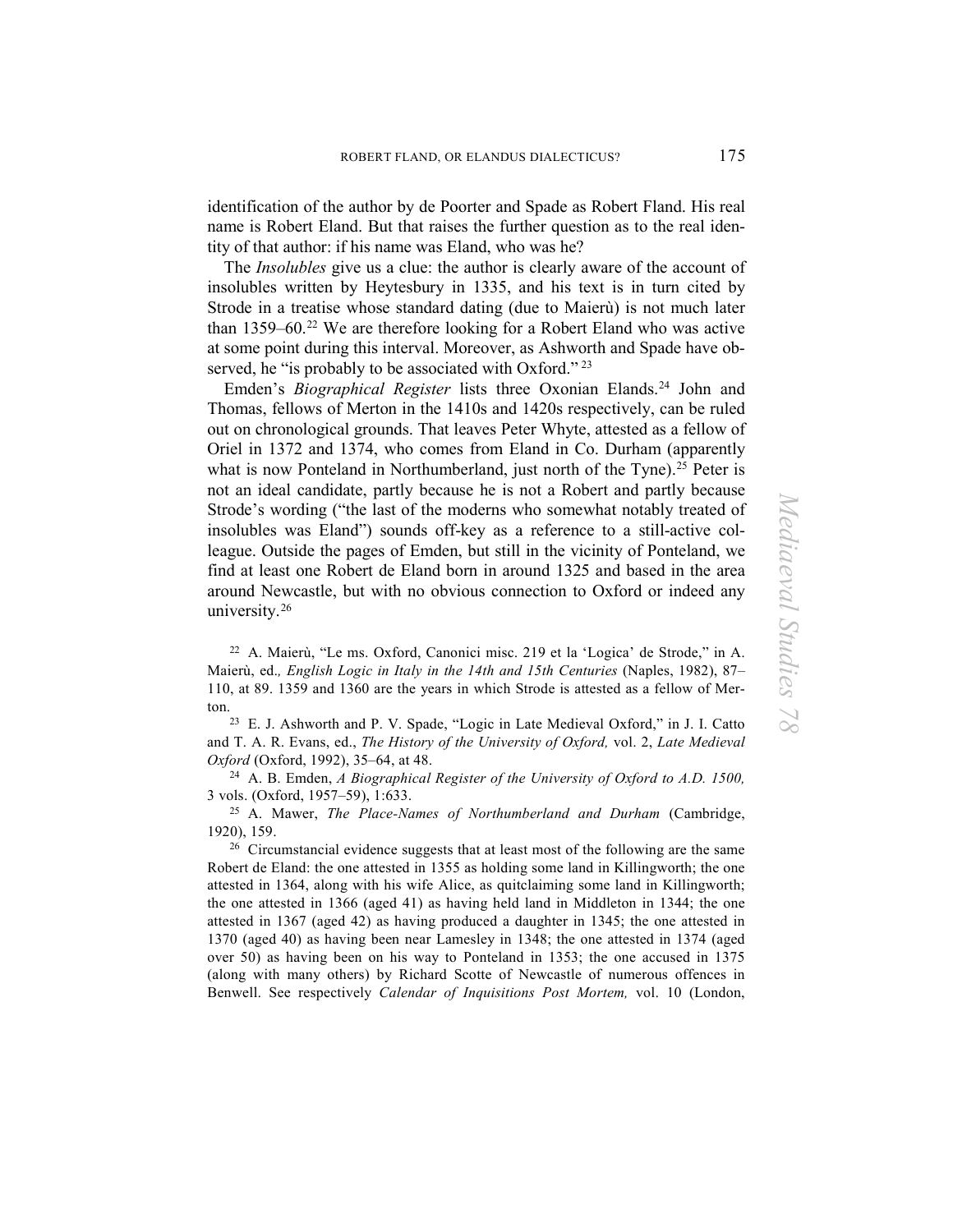identification of the author by de Poorter and Spade as Robert Fland. His real name is Robert Eland. But that raises the further question as to the real identity of that author: if his name was Eland, who was he?

The *Insolubles* give us a clue: the author is clearly aware of the account of insolubles written by Heytesbury in 1335, and his text is in turn cited by Strode in a treatise whose standard dating (due to Maierù) is not much later than 1359–60.[22] We are therefore looking for a Robert Eland who was active at some point during this interval. Moreover, as Ashworth and Spade have observed, he "is probably to be associated with Oxford."[23]

Emden's *Biographical Register* lists three Oxonian Elands.[24] John and Thomas, fellows of Merton in the 1410s and 1420s respectively, can be ruled out on chronological grounds. That leaves Peter Whyte, attested as a fellow of Oriel in 1372 and 1374, who comes from Eland in Co. Durham (apparently what is now Ponteland in Northumberland, just north of the Tyne).[25] Peter is not an ideal candidate, partly because he is not a Robert and partly because Strode's wording ("the last of the moderns who somewhat notably treated of insolubles was Eland") sounds off-key as a reference to a still-active colleague. Outside the pages of Emden, but still in the vicinity of Ponteland, we find at least one Robert de Eland born in around 1325 and based in the area around Newcastle, but with no obvious connection to Oxford or indeed any university.[26]

[22] A. Maierù, "Le ms. Oxford, Canonici misc. 219 et la 'Logica' de Strode," in A. Maierù, ed., *English Logic in Italy in the 14th and 15th Centuries* (Naples, 1982), 87–110, at 89. 1359 and 1360 are the years in which Strode is attested as a fellow of Merton.

[23] E. J. Ashworth and P. V. Spade, "Logic in Late Medieval Oxford," in J. I. Catto and T. A. R. Evans, ed., *The History of the University of Oxford,* vol. 2, *Late Medieval Oxford* (Oxford, 1992), 35–64, at 48.

[24] A. B. Emden, *A Biographical Register of the University of Oxford to A.D. 1500,* 3 vols. (Oxford, 1957–59), 1:633.

[25] A. Mawer, *The Place-Names of Northumberland and Durham* (Cambridge, 1920), 159.

[26] Circumstancial evidence suggests that at least most of the following are the same Robert de Eland: the one attested in 1355 as holding some land in Killingworth; the one attested in 1364, along with his wife Alice, as quitclaiming some land in Killingworth; the one attested in 1366 (aged 41) as having held land in Middleton in 1344; the one attested in 1367 (aged 42) as having produced a daughter in 1345; the one attested in 1370 (aged 40) as having been near Lamesley in 1348; the one attested in 1374 (aged over 50) as having been on his way to Ponteland in 1353; the one accused in 1375 (along with many others) by Richard Scotte of Newcastle of numerous offences in Benwell. See respectively *Calendar of Inquisitions Post Mortem,* vol. 10 (London,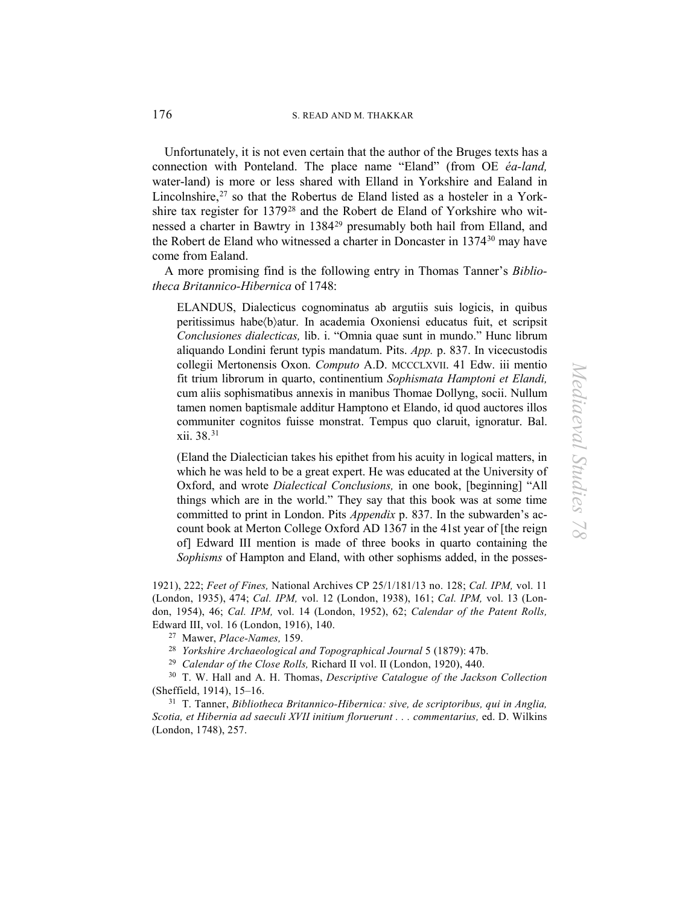Unfortunately, it is not even certain that the author of the Bruges texts has a connection with Ponteland. The place name "Eland" (from OE *éa-land,* water-land) is more or less shared with Elland in Yorkshire and Ealand in Lincolnshire,[27] so that the Robertus de Eland listed as a hosteler in a Yorkshire tax register for 1379[28] and the Robert de Eland of Yorkshire who witnessed a charter in Bawtry in 1384[29] presumably both hail from Elland, and the Robert de Eland who witnessed a charter in Doncaster in 1374[30] may have come from Ealand.

A more promising find is the following entry in Thomas Tanner's *Bibliotheca Britannico-Hibernica* of 1748:

> ELANDUS, Dialecticus cognominatus ab argutiis suis logicis, in quibus peritissimus habe⟨b⟩atur. In academia Oxoniensi educatus fuit, et scripsit *Conclusiones dialecticas,* lib. i. "Omnia quae sunt in mundo." Hunc librum aliquando Londini ferunt typis mandatum. Pits. *App.* p. 837. In vicecustodis collegii Mertonensis Oxon. *Computo* A.D. MCCCLXVII. 41 Edw. iii mentio fit trium librorum in quarto, continentium *Sophismata Hamptoni et Elandi,* cum aliis sophismatibus annexis in manibus Thomae Dollyng, socii. Nullum tamen nomen baptismale additur Hamptono et Elando, id quod auctores illos communiter cognitos fuisse monstrat. Tempus quo claruit, ignoratur. Bal. xii. 38.[31]

> (Eland the Dialectician takes his epithet from his acuity in logical matters, in which he was held to be a great expert. He was educated at the University of Oxford, and wrote *Dialectical Conclusions,* in one book, [beginning] "All things which are in the world." They say that this book was at some time committed to print in London. Pits *Appendix* p. 837. In the subwarden's account book at Merton College Oxford AD 1367 in the 41st year of [the reign of] Edward III mention is made of three books in quarto containing the *Sophisms* of Hampton and Eland, with other sophisms added, in the posses-

1921), 222; *Feet of Fines,* National Archives CP 25/1/181/13 no. 128; *Cal. IPM,* vol. 11 (London, 1935), 474; *Cal. IPM,* vol. 12 (London, 1938), 161; *Cal. IPM,* vol. 13 (London, 1954), 46; *Cal. IPM,* vol. 14 (London, 1952), 62; *Calendar of the Patent Rolls,* Edward III, vol. 16 (London, 1916), 140.

[27] Mawer, *Place-Names,* 159.

[28] *Yorkshire Archaeological and Topographical Journal* 5 (1879): 47b.

[29] *Calendar of the Close Rolls,* Richard II vol. II (London, 1920), 440.

[30] T. W. Hall and A. H. Thomas, *Descriptive Catalogue of the Jackson Collection* (Sheffield, 1914), 15–16.

[31] T. Tanner, *Bibliotheca Britannico-Hibernica: sive, de scriptoribus, qui in Anglia, Scotia, et Hibernia ad saeculi XVII initium floruerunt . . . commentarius,* ed. D. Wilkins (London, 1748), 257.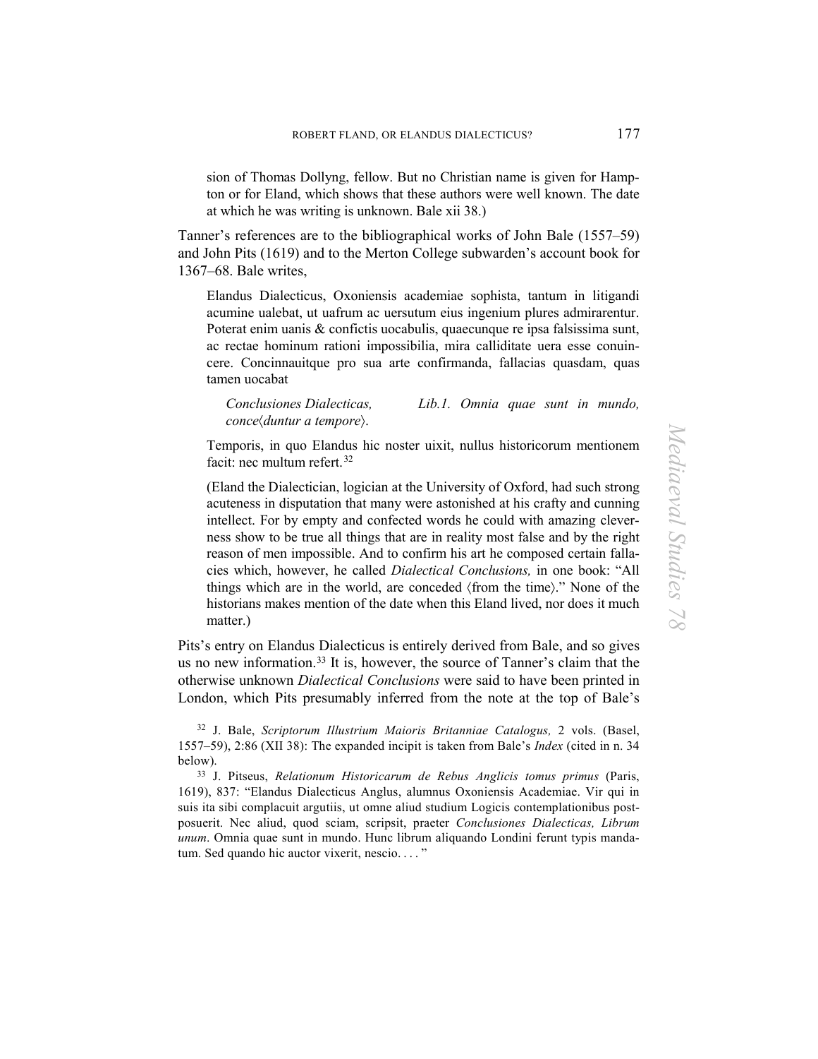sion of Thomas Dollyng, fellow. But no Christian name is given for Hampton or for Eland, which shows that these authors were well known. The date at which he was writing is unknown. Bale xii 38.)

Tanner's references are to the bibliographical works of John Bale (1557–59) and John Pits (1619) and to the Merton College subwarden's account book for 1367–68. Bale writes,

> Elandus Dialecticus, Oxoniensis academiae sophista, tantum in litigandi acumine ualebat, ut uafrum ac uersutum eius ingenium plures admirarentur. Poterat enim uanis & confictis uocabulis, quaecunque re ipsa falsissima sunt, ac rectae hominum rationi impossibilia, mira calliditate uera esse conuincere. Concinnauitque pro sua arte confirmanda, fallacias quasdam, quas tamen uocabat
>
> *Conclusiones Dialecticas,* *Lib.1. Omnia quae sunt in mundo, conce⟨duntur a tempore⟩.*
>
> Temporis, in quo Elandus hic noster uixit, nullus historicorum mentionem facit: nec multum refert.[32]
>
> (Eland the Dialectician, logician at the University of Oxford, had such strong acuteness in disputation that many were astonished at his crafty and cunning intellect. For by empty and confected words he could with amazing cleverness show to be true all things that are in reality most false and by the right reason of men impossible. And to confirm his art he composed certain fallacies which, however, he called *Dialectical Conclusions,* in one book: "All things which are in the world, are conceded ⟨from the time⟩." None of the historians makes mention of the date when this Eland lived, nor does it much matter.)

Pits's entry on Elandus Dialecticus is entirely derived from Bale, and so gives us no new information.[33] It is, however, the source of Tanner's claim that the otherwise unknown *Dialectical Conclusions* were said to have been printed in London, which Pits presumably inferred from the note at the top of Bale's

[32] J. Bale, *Scriptorum Illustrium Maioris Britanniae Catalogus,* 2 vols. (Basel, 1557–59), 2:86 (XII 38): The expanded incipit is taken from Bale's *Index* (cited in n. 34 below).

[33] J. Pitseus, *Relationum Historicarum de Rebus Anglicis tomus primus* (Paris, 1619), 837: "Elandus Dialecticus Anglus, alumnus Oxoniensis Academiae. Vir qui in suis ita sibi complacuit argutiis, ut omne aliud studium Logicis contemplationibus postposuerit. Nec aliud, quod sciam, scripsit, praeter *Conclusiones Dialecticas, Librum unum*. Omnia quae sunt in mundo. Hunc librum aliquando Londini ferunt typis mandatum. Sed quando hic auctor vixerit, nescio. . . . "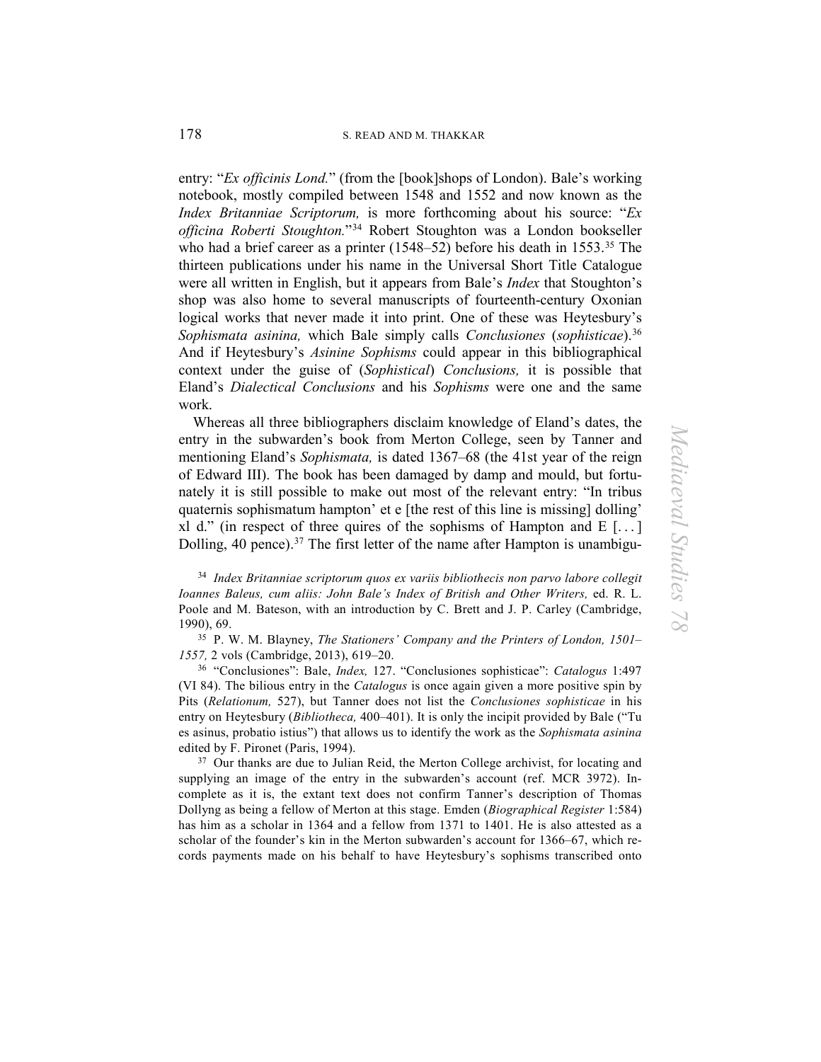entry: "*Ex officinis Lond.*" (from the [book]shops of London). Bale's working notebook, mostly compiled between 1548 and 1552 and now known as the *Index Britanniae Scriptorum,* is more forthcoming about his source: "*Ex officina Roberti Stoughton.*"[34] Robert Stoughton was a London bookseller who had a brief career as a printer (1548–52) before his death in 1553.[35] The thirteen publications under his name in the Universal Short Title Catalogue were all written in English, but it appears from Bale's *Index* that Stoughton's shop was also home to several manuscripts of fourteenth-century Oxonian logical works that never made it into print. One of these was Heytesbury's *Sophismata asinina,* which Bale simply calls *Conclusiones* (*sophisticae*).[36] And if Heytesbury's *Asinine Sophisms* could appear in this bibliographical context under the guise of (*Sophistical*) *Conclusions,* it is possible that Eland's *Dialectical Conclusions* and his *Sophisms* were one and the same work.

Whereas all three bibliographers disclaim knowledge of Eland's dates, the entry in the subwarden's book from Merton College, seen by Tanner and mentioning Eland's *Sophismata,* is dated 1367–68 (the 41st year of the reign of Edward III). The book has been damaged by damp and mould, but fortunately it is still possible to make out most of the relevant entry: "In tribus quaternis sophismatum hampton' et e [the rest of this line is missing] dolling' xl d." (in respect of three quires of the sophisms of Hampton and E [. . .] Dolling, 40 pence).[37] The first letter of the name after Hampton is unambigu-

[34] *Index Britanniae scriptorum quos ex variis bibliothecis non parvo labore collegit Ioannes Baleus, cum aliis: John Bale's Index of British and Other Writers,* ed. R. L. Poole and M. Bateson, with an introduction by C. Brett and J. P. Carley (Cambridge, 1990), 69.

[35] P. W. M. Blayney, *The Stationers' Company and the Printers of London, 1501–1557,* 2 vols (Cambridge, 2013), 619–20.

[36] "Conclusiones": Bale, *Index,* 127. "Conclusiones sophisticae": *Catalogus* 1:497 (VI 84). The bilious entry in the *Catalogus* is once again given a more positive spin by Pits (*Relationum,* 527), but Tanner does not list the *Conclusiones sophisticae* in his entry on Heytesbury (*Bibliotheca,* 400–401). It is only the incipit provided by Bale ("Tu es asinus, probatio istius") that allows us to identify the work as the *Sophismata asinina* edited by F. Pironet (Paris, 1994).

[37] Our thanks are due to Julian Reid, the Merton College archivist, for locating and supplying an image of the entry in the subwarden's account (ref. MCR 3972). Incomplete as it is, the extant text does not confirm Tanner's description of Thomas Dollyng as being a fellow of Merton at this stage. Emden (*Biographical Register* 1:584) has him as a scholar in 1364 and a fellow from 1371 to 1401. He is also attested as a scholar of the founder's kin in the Merton subwarden's account for 1366–67, which records payments made on his behalf to have Heytesbury's sophisms transcribed onto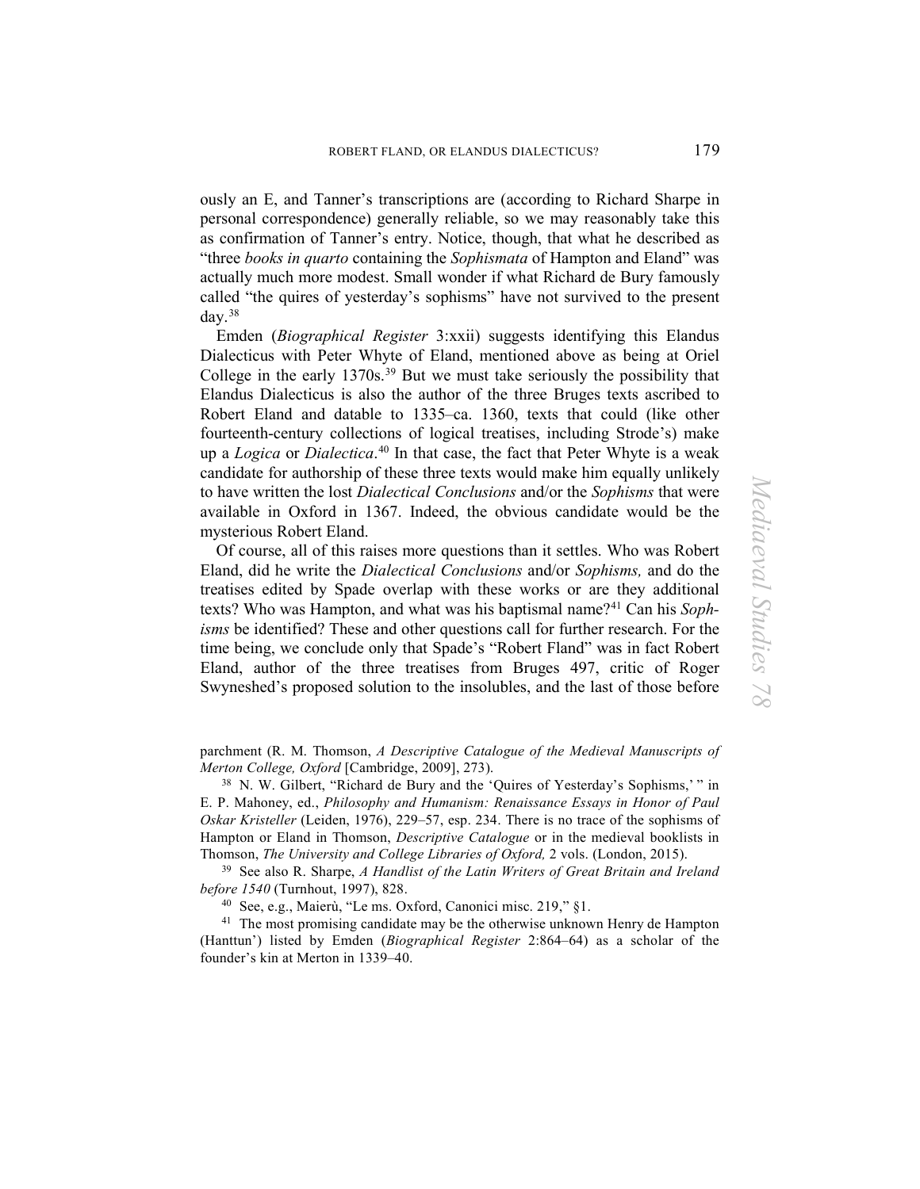ously an E, and Tanner's transcriptions are (according to Richard Sharpe in personal correspondence) generally reliable, so we may reasonably take this as confirmation of Tanner's entry. Notice, though, that what he described as "three *books in quarto* containing the *Sophismata* of Hampton and Eland" was actually much more modest. Small wonder if what Richard de Bury famously called "the quires of yesterday's sophisms" have not survived to the present day.[38]

Emden (*Biographical Register* 3:xxii) suggests identifying this Elandus Dialecticus with Peter Whyte of Eland, mentioned above as being at Oriel College in the early 1370s.[39] But we must take seriously the possibility that Elandus Dialecticus is also the author of the three Bruges texts ascribed to Robert Eland and datable to 1335–ca. 1360, texts that could (like other fourteenth-century collections of logical treatises, including Strode's) make up a *Logica* or *Dialectica*.[40] In that case, the fact that Peter Whyte is a weak candidate for authorship of these three texts would make him equally unlikely to have written the lost *Dialectical Conclusions* and/or the *Sophisms* that were available in Oxford in 1367. Indeed, the obvious candidate would be the mysterious Robert Eland.

Of course, all of this raises more questions than it settles. Who was Robert Eland, did he write the *Dialectical Conclusions* and/or *Sophisms,* and do the treatises edited by Spade overlap with these works or are they additional texts? Who was Hampton, and what was his baptismal name?[41] Can his *Sophisms* be identified? These and other questions call for further research. For the time being, we conclude only that Spade's "Robert Fland" was in fact Robert Eland, author of the three treatises from Bruges 497, critic of Roger Swyneshed's proposed solution to the insolubles, and the last of those before

parchment (R. M. Thomson, *A Descriptive Catalogue of the Medieval Manuscripts of Merton College, Oxford* [Cambridge, 2009], 273).

[38] N. W. Gilbert, "Richard de Bury and the 'Quires of Yesterday's Sophisms,' " in E. P. Mahoney, ed., *Philosophy and Humanism: Renaissance Essays in Honor of Paul Oskar Kristeller* (Leiden, 1976), 229–57, esp. 234. There is no trace of the sophisms of Hampton or Eland in Thomson, *Descriptive Catalogue* or in the medieval booklists in Thomson, *The University and College Libraries of Oxford,* 2 vols. (London, 2015).

[39] See also R. Sharpe, *A Handlist of the Latin Writers of Great Britain and Ireland before 1540* (Turnhout, 1997), 828.

[40] See, e.g., Maierù, "Le ms. Oxford, Canonici misc. 219," §1.

[41] The most promising candidate may be the otherwise unknown Henry de Hampton (Hanttun') listed by Emden (*Biographical Register* 2:864–64) as a scholar of the founder's kin at Merton in 1339–40.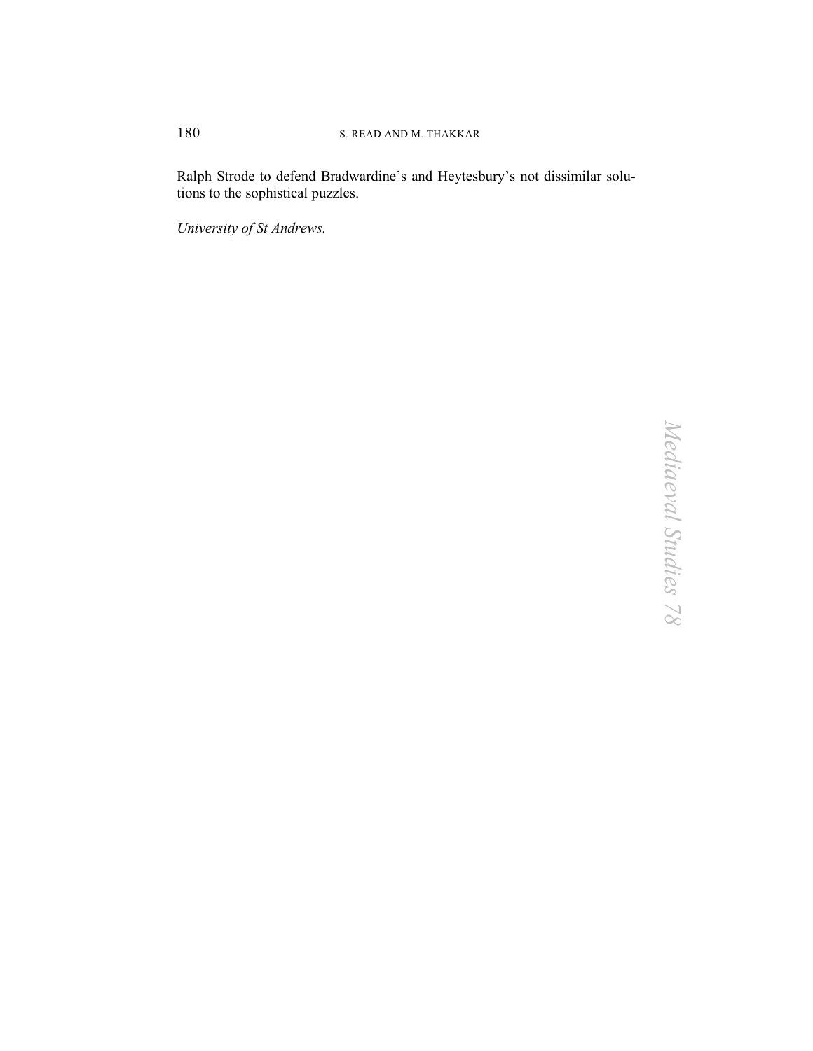Ralph Strode to defend Bradwardine's and Heytesbury's not dissimilar solutions to the sophistical puzzles.

*University of St Andrews.*